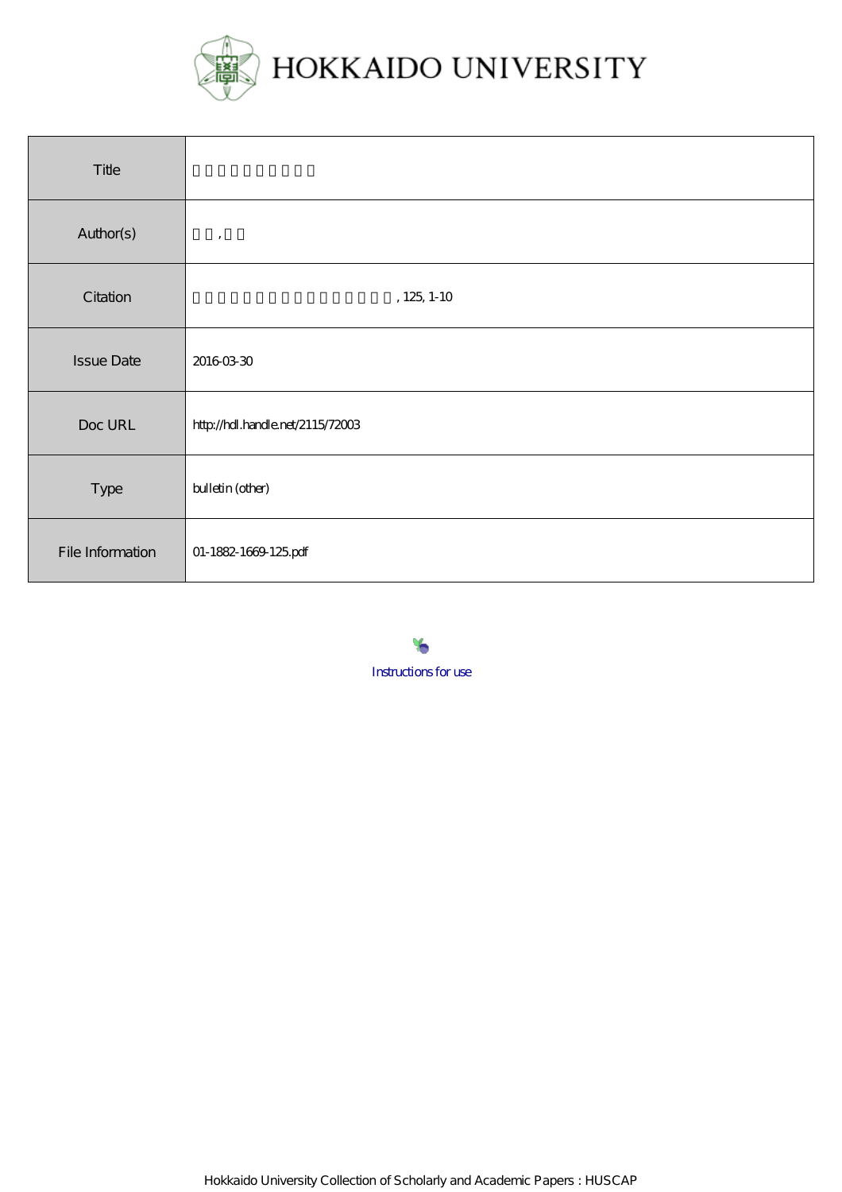# HOKKAIDO UNIVERSITY

| Title | □□□□□□□□□□ |
|---|---|
| Author(s) | □□ , □□ |
| Citation | □□□□□□□□□□□□□□□□□□□□□ , 125, 1-10 |
| Issue Date | 2016-03-30 |
| Doc URL | http://hdl.handle.net/2115/72003 |
| Type | bulletin (other) |
| File Information | 01-1882-1669-125.pdf |

Instructions for use

Hokkaido University Collection of Scholarly and Academic Papers : HUSCAP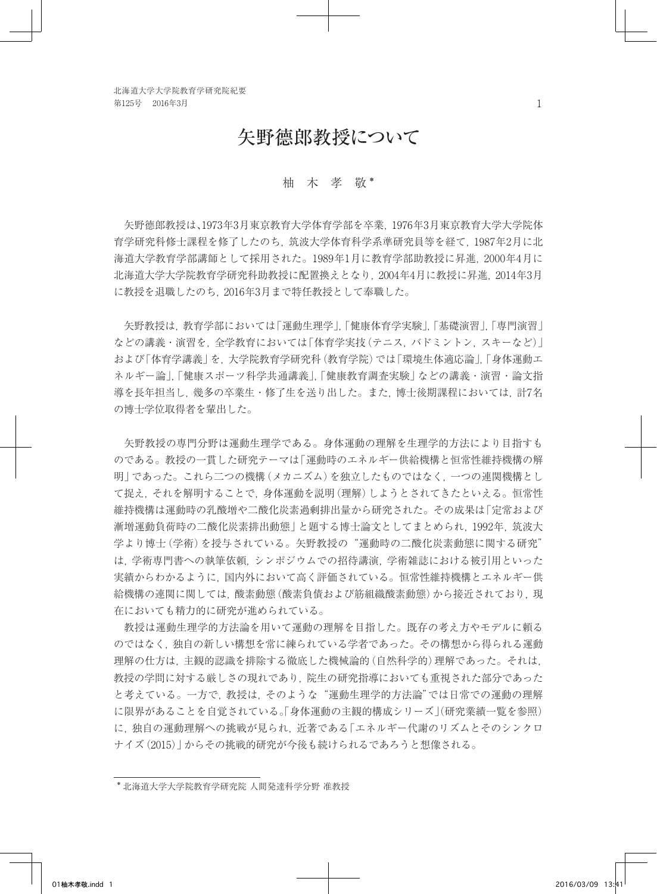# 矢野德郎教授について

柚 木 孝 敬*

矢野德郎教授は､1973年3月東京教育大学体育学部を卒業，1976年3月東京教育大学大学院体育学研究科修士課程を修了したのち，筑波大学体育科学系準研究員等を経て，1987年2月に北海道大学教育学部講師として採用された。1989年1月に教育学部助教授に昇進，2000年4月に北海道大学大学院教育学研究科助教授に配置換えとなり，2004年4月に教授に昇進，2014年3月に教授を退職したのち，2016年3月まで特任教授として奉職した。

矢野教授は，教育学部においては｢運動生理学｣,｢健康体育学実験｣,｢基礎演習｣,｢専門演習｣などの講義・演習を，全学教育においては｢体育学実技(テニス，バドミントン，スキーなど)｣および｢体育学講義｣を，大学院教育学研究科(教育学院)では｢環境生体適応論｣,｢身体運動エネルギー論｣,｢健康スポーツ科学共通講義｣,｢健康教育調査実験｣などの講義・演習・論文指導を長年担当し，幾多の卒業生・修了生を送り出した。また，博士後期課程においては，計7名の博士学位取得者を輩出した。

矢野教授の専門分野は運動生理学である。身体運動の理解を生理学的方法により目指すものである。教授の一貫した研究テーマは｢運動時のエネルギー供給機構と恒常性維持機構の解明｣であった。これら二つの機構(メカニズム)を独立したものではなく，一つの連関機構として捉え，それを解明することで，身体運動を説明(理解)しようとされてきたといえる。恒常性維持機構は運動時の乳酸増や二酸化炭素過剰排出量から研究された。その成果は｢定常および漸増運動負荷時の二酸化炭素排出動態｣と題する博士論文としてまとめられ，1992年，筑波大学より博士(学術)を授与されている。矢野教授の“運動時の二酸化炭素動態に関する研究”は，学術専門書への執筆依頼，シンポジウムでの招待講演，学術雑誌における被引用といった実績からわかるように，国内外において高く評価されている。恒常性維持機構とエネルギー供給機構の連関に関しては，酸素動態(酸素負債および筋組織酸素動態)から接近されており，現在においても精力的に研究が進められている。

教授は運動生理学的方法論を用いて運動の理解を目指した。既存の考え方やモデルに頼るのではなく，独自の新しい構想を常に練られている学者であった。その構想から得られる運動理解の仕方は，主観的認識を排除する徹底した機械論的(自然科学的)理解であった。それは，教授の学問に対する厳しさの現れであり，院生の研究指導においても重視された部分であったと考えている。一方で，教授は，そのような“運動生理学的方法論”では日常での運動の理解に限界があることを自覚されている｡｢身体運動の主観的構成シリーズ｣(研究業績一覧を参照)に，独自の運動理解への挑戦が見られ，近著である｢エネルギー代謝のリズムとそのシンクロナイズ(2015)｣からその挑戦的研究が今後も続けられるであろうと想像される。

---

* 北海道大学大学院教育学研究院 人間発達科学分野 准教授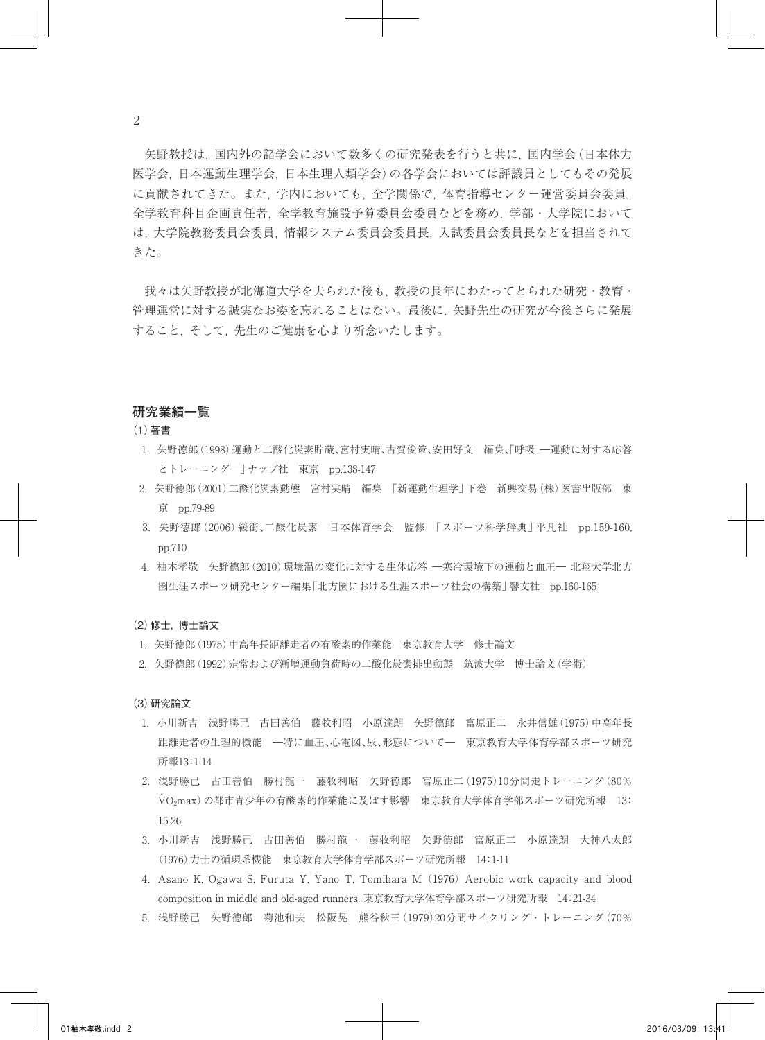矢野教授は，国内外の諸学会において数多くの研究発表を行うと共に，国内学会（日本体力医学会，日本運動生理学会，日本生理人類学会）の各学会においては評議員としてもその発展に貢献されてきた。また，学内においても，全学関係で，体育指導センター運営委員会委員，全学教育科目企画責任者，全学教育施設予算委員会委員などを務め，学部・大学院においては，大学院教務委員会委員，情報システム委員会委員長，入試委員会委員長などを担当されてきた。

我々は矢野教授が北海道大学を去られた後も，教授の長年にわたってとられた研究・教育・管理運営に対する誠実なお姿を忘れることはない。最後に，矢野先生の研究が今後さらに発展すること，そして，先生のご健康を心より祈念いたします。

## 研究業績一覧

### (1) 著書

1. 矢野徳郎（1998）運動と二酸化炭素貯蔵、宮村実晴、古賀俊策、安田好文　編集、「呼吸 ―運動に対する応答とトレーニング―」ナップ社　東京　pp.138-147
2. 矢野徳郎（2001）二酸化炭素動態　宮村実晴　編集 「新運動生理学」下巻　新興交易（株）医書出版部　東京　pp.79-89
3. 矢野徳郎（2006）緩衝、二酸化炭素　日本体育学会　監修 「スポーツ科学辞典」平凡社　pp.159-160, pp.710
4. 柚木孝敬　矢野徳郎（2010）環境温の変化に対する生体応答 ―寒冷環境下の運動と血圧― 北翔大学北方圏生涯スポーツ研究センター編集「北方圏における生涯スポーツ社会の構築」響文社　pp.160-165

### (2) 修士，博士論文

1. 矢野徳郎（1975）中高年長距離走者の有酸素的作業能　東京教育大学　修士論文
2. 矢野徳郎（1992）定常および漸増運動負荷時の二酸化炭素排出動態　筑波大学　博士論文（学術）

### (3) 研究論文

1. 小川新吉　浅野勝己　古田善伯　藤牧利昭　小原達朗　矢野徳郎　富原正二　永井信雄（1975）中高年長距離走者の生理的機能 ―特に血圧、心電図、尿、形態について― 東京教育大学体育学部スポーツ研究所報13：1-14
2. 浅野勝己　古田善伯　勝村龍一　藤牧利昭　矢野徳郎　富原正二（1975）10分間走トレーニング（80% $\dot{V}O_2max$）の都市青少年の有酸素的作業能に及ぼす影響　東京教育大学体育学部スポーツ研究所報　13：15-26
3. 小川新吉　浅野勝己　古田善伯　勝村龍一　藤牧利昭　矢野徳郎　富原正二　小原達朗　大神八太郎（1976）力士の循環系機能　東京教育大学体育学部スポーツ研究所報　14：1-11
4. Asano K, Ogawa S, Furuta Y, Yano T, Tomihara M（1976）Aerobic work capacity and blood composition in middle and old-aged runners. 東京教育大学体育学部スポーツ研究所報　14：21-34
5. 浅野勝己　矢野徳郎　菊池和夫　松阪晃　熊谷秋三（1979）20分間サイクリング・トレーニング（70%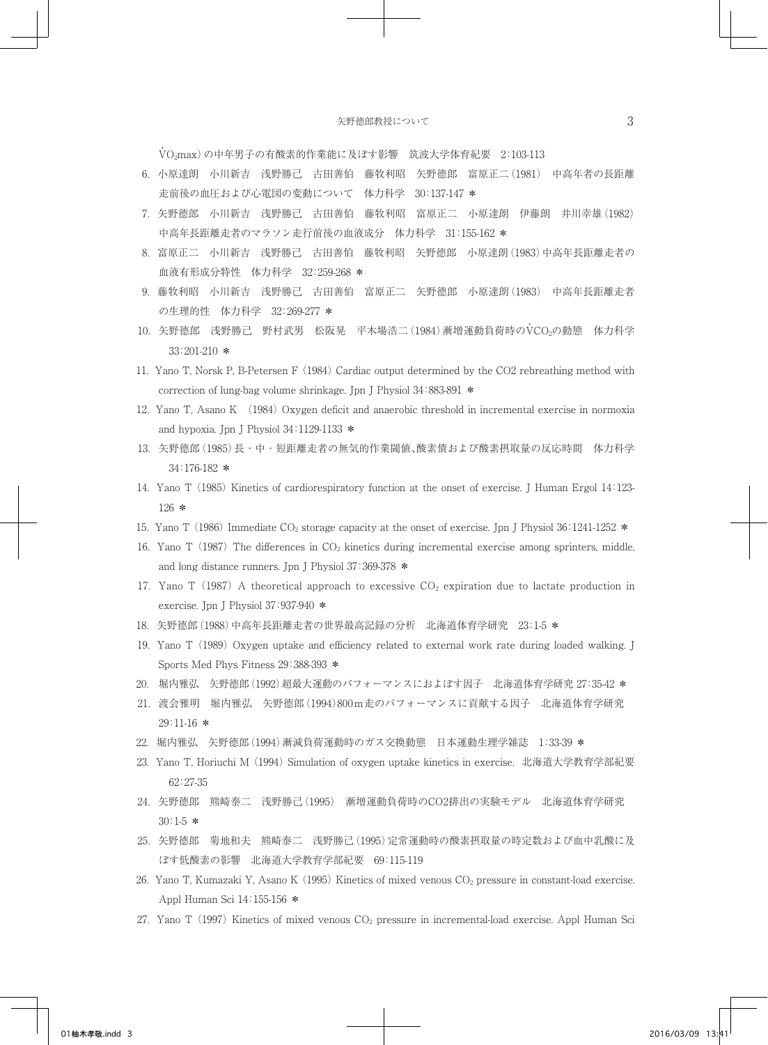$\dot{V}O_2max$）の中年男子の有酸素的作業能に及ぼす影響　筑波大学体育紀要　2：103-113

6. 小原達朗　小川新吉　浅野勝己　古田善伯　藤牧利昭　矢野徳郎　富原正二（1981）　中高年者の長距離走前後の血圧および心電図の変動について　体力科学　30：137-147 ＊
7. 矢野徳郎　小川新吉　浅野勝己　古田善伯　藤牧利昭　富原正二　小原達朗　伊藤朗　井川幸雄（1982）中高年長距離走者のマラソン走行前後の血液成分　体力科学　31：155-162 ＊
8. 富原正二　小川新吉　浅野勝己　古田善伯　藤牧利昭　矢野徳郎　小原達朗（1983）中高年長距離走者の血液有形成分特性　体力科学　32：259-268 ＊
9. 藤牧利昭　小川新吉　浅野勝己　古田善伯　富原正二　矢野徳郎　小原達朗（1983）　中高年長距離走者の生理的性　体力科学　32：269-277 ＊
10. 矢野徳郎　浅野勝己　野村武男　松阪晃　平木場浩二（1984）漸増運動負荷時の$\dot{V}CO_2$の動態　体力科学　33：201-210 ＊
11. Yano T, Norsk P, B-Petersen F (1984) Cardiac output determined by the CO2 rebreathing method with correction of lung-bag volume shrinkage. Jpn J Physiol 34：883-891 ＊
12. Yano T, Asano K (1984) Oxygen deficit and anaerobic threshold in incremental exercise in normoxia and hypoxia. Jpn J Physiol 34：1129-1133 ＊
13. 矢野徳郎（1985）長・中・短距離走者の無気的作業閾値、酸素債および酸素摂取量の反応時間　体力科学　34：176-182 ＊
14. Yano T (1985) Kinetics of cardiorespiratory function at the onset of exercise. J Human Ergol 14：123-126 ＊
15. Yano T (1986) Immediate $CO_2$ storage capacity at the onset of exercise. Jpn J Physiol 36：1241-1252 ＊
16. Yano T (1987) The differences in $CO_2$ kinetics during incremental exercise among sprinters, middle, and long distance runners. Jpn J Physiol 37：369-378 ＊
17. Yano T (1987) A theoretical approach to excessive $CO_2$ expiration due to lactate production in exercise. Jpn J Physiol 37：937-940 ＊
18. 矢野徳郎（1988）中高年長距離走者の世界最高記録の分析　北海道体育学研究　23：1-5 ＊
19. Yano T (1989) Oxygen uptake and efficiency related to external work rate during loaded walking. J Sports Med Phys Fitness 29：388-393 ＊
20. 堀内雅弘　矢野徳郎（1992）超最大運動のパフォーマンスにおよぼす因子　北海道体育学研究 27：35-42 ＊
21. 渡会雅明　堀内雅弘　矢野徳郎（1994）800ｍ走のパフォーマンスに貢献する因子　北海道体育学研究　29：11-16 ＊
22. 堀内雅弘　矢野徳郎（1994）漸減負荷運動時のガス交換動態　日本運動生理学雑誌　1：33-39 ＊
23. Yano T, Horiuchi M (1994) Simulation of oxygen uptake kinetics in exercise. 北海道大学教育学部紀要　62：27-35
24. 矢野徳郎　熊崎泰二　浅野勝己（1995）　漸増運動負荷時のCO2排出の実験モデル　北海道体育学研究　30：1-5 ＊
25. 矢野徳郎　菊地和夫　熊崎泰二　浅野勝己（1995）定常運動時の酸素摂取量の時定数および血中乳酸に及ぼす低酸素の影響　北海道大学教育学部紀要　69：115-119
26. Yano T, Kumazaki Y, Asano K (1995) Kinetics of mixed venous $CO_2$ pressure in constant-load exercise. Appl Human Sci 14：155-156 ＊
27. Yano T (1997) Kinetics of mixed venous $CO_2$ pressure in incremental-load exercise. Appl Human Sci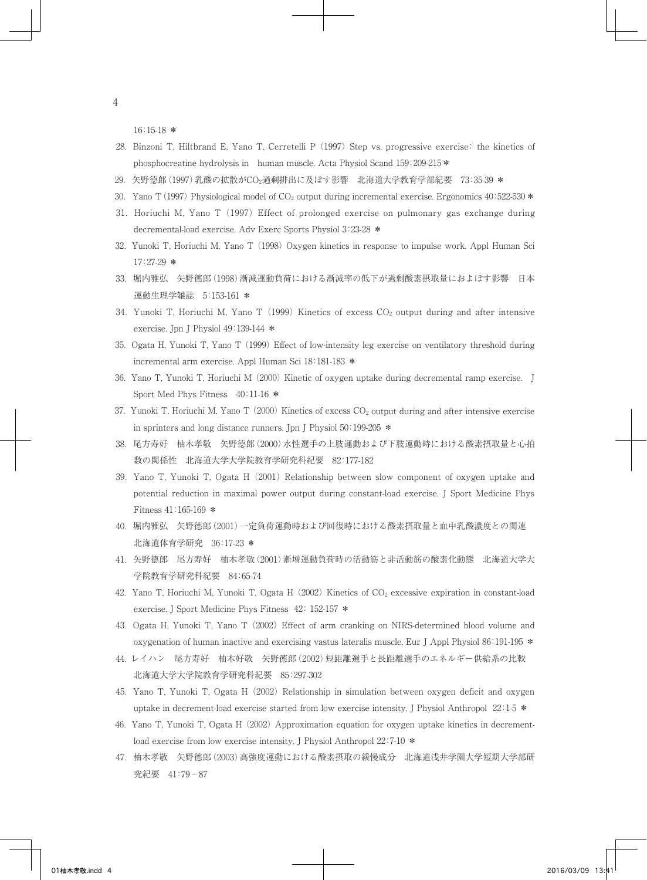16:15-18 *

28. Binzoni T, Hiltbrand E, Yano T, Cerretelli P (1997) Step vs. progressive exercise: the kinetics of phosphocreatine hydrolysis in human muscle. Acta Physiol Scand 159:209-215 *
29. 矢野徳郎(1997)乳酸の拡散が$CO_2$過剰排出に及ぼす影響　北海道大学教育学部紀要　73:35-39 *
30. Yano T (1997) Physiological model of $CO_2$ output during incremental exercise. Ergonomics 40:522-530 *
31. Horiuchi M, Yano T (1997) Effect of prolonged exercise on pulmonary gas exchange during decremental-load exercise. Adv Exerc Sports Physiol 3:23-28 *
32. Yunoki T, Horiuchi M, Yano T (1998) Oxygen kinetics in response to impulse work. Appl Human Sci 17:27-29 *
33. 堀内雅弘　矢野徳郎(1998)漸減運動負荷における漸減率の低下が過剰酸素摂取量におよぼす影響　日本運動生理学雑誌　5:153-161 *
34. Yunoki T, Horiuchi M, Yano T (1999) Kinetics of excess $CO_2$ output during and after intensive exercise. Jpn J Physiol 49:139-144 *
35. Ogata H, Yunoki T, Yano T (1999) Effect of low-intensity leg exercise on ventilatory threshold during incremental arm exercise. Appl Human Sci 18:181-183 *
36. Yano T, Yunoki T, Horiuchi M (2000) Kinetic of oxygen uptake during decremental ramp exercise. J Sport Med Phys Fitness 40:11-16 *
37. Yunoki T, Horiuchi M, Yano T (2000) Kinetics of excess $CO_2$ output during and after intensive exercise in sprinters and long distance runners. Jpn J Physiol 50:199-205 *
38. 尾方寿好　柚木孝敬　矢野徳郎(2000)水性選手の上肢運動および下肢運動時における酸素摂取量と心拍数の関係性　北海道大学大学院教育学研究科紀要　82:177-182
39. Yano T, Yunoki T, Ogata H (2001) Relationship between slow component of oxygen uptake and potential reduction in maximal power output during constant-load exercise. J Sport Medicine Phys Fitness 41:165-169 *
40. 堀内雅弘　矢野徳郎(2001)一定負荷運動時および回復時における酸素摂取量と血中乳酸濃度との関連　北海道体育学研究　36:17-23 *
41. 矢野徳郎　尾方寿好　柚木孝敬(2001)漸増運動負荷時の活動筋と非活動筋の酸素化動態　北海道大学大学院教育学研究科紀要　84:65-74
42. Yano T, Horiuchi M, Yunoki T, Ogata H (2002) Kinetics of $CO_2$ excessive expiration in constant-load exercise. J Sport Medicine Phys Fitness 42: 152-157 *
43. Ogata H, Yunoki T, Yano T (2002) Effect of arm cranking on NIRS-determined blood volume and oxygenation of human inactive and exercising vastus lateralis muscle. Eur J Appl Physiol 86:191-195 *
44. レイハン　尾方寿好　柚木好敬　矢野徳郎(2002)短距離選手と長距離選手のエネルギー供給系の比較　北海道大学大学院教育学研究科紀要　85:297-302
45. Yano T, Yunoki T, Ogata H (2002) Relationship in simulation between oxygen deficit and oxygen uptake in decrement-load exercise started from low exercise intensity. J Physiol Anthropol 22:1-5 *
46. Yano T, Yunoki T, Ogata H (2002) Approximation equation for oxygen uptake kinetics in decrement-load exercise from low exercise intensity. J Physiol Anthropol 22:7-10 *
47. 柚木孝敬　矢野徳郎(2003)高強度運動における酸素摂取の緩慢成分　北海道浅井学園大学短期大学部研究紀要　41:79－87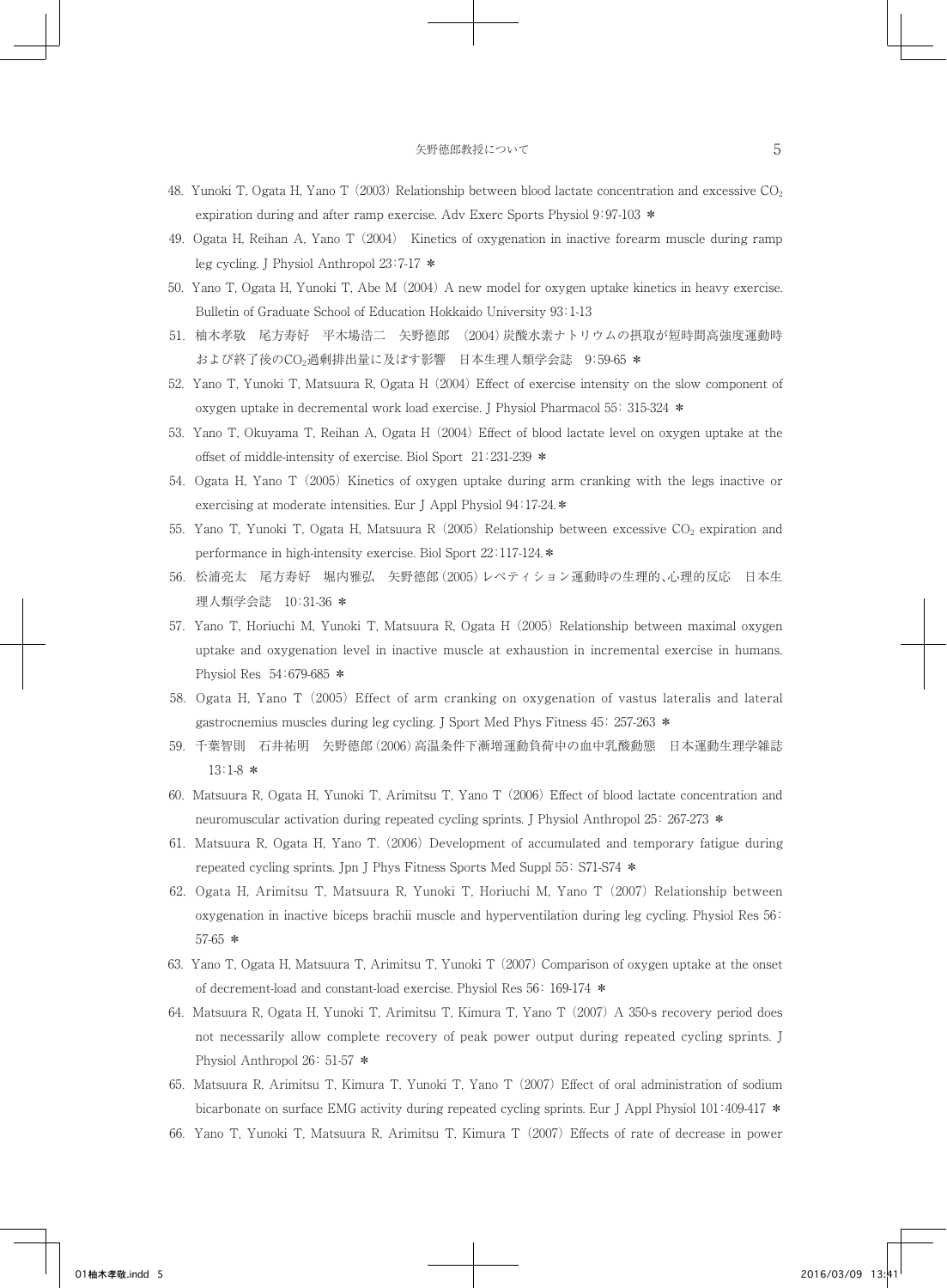48. Yunoki T, Ogata H, Yano T (2003) Relationship between blood lactate concentration and excessive $CO_2$ expiration during and after ramp exercise. Adv Exerc Sports Physiol 9:97-103 ＊

49. Ogata H, Reihan A, Yano T (2004) Kinetics of oxygenation in inactive forearm muscle during ramp leg cycling. J Physiol Anthropol 23:7-17 ＊

50. Yano T, Ogata H, Yunoki T, Abe M (2004) A new model for oxygen uptake kinetics in heavy exercise. Bulletin of Graduate School of Education Hokkaido University 93:1-13

51. 柚木孝敬　尾方寿好　平木場浩二　矢野徳郎　(2004) 炭酸水素ナトリウムの摂取が短時間高強度運動時および終了後の$CO_2$過剰排出量に及ぼす影響　日本生理人類学会誌　9:59-65 ＊

52. Yano T, Yunoki T, Matsuura R, Ogata H (2004) Effect of exercise intensity on the slow component of oxygen uptake in decremental work load exercise. J Physiol Pharmacol 55: 315-324 ＊

53. Yano T, Okuyama T, Reihan A, Ogata H (2004) Effect of blood lactate level on oxygen uptake at the offset of middle-intensity of exercise. Biol Sport 21:231-239 ＊

54. Ogata H, Yano T (2005) Kinetics of oxygen uptake during arm cranking with the legs inactive or exercising at moderate intensities. Eur J Appl Physiol 94:17-24.＊

55. Yano T, Yunoki T, Ogata H, Matsuura R (2005) Relationship between excessive $CO_2$ expiration and performance in high-intensity exercise. Biol Sport 22:117-124.＊

56. 松浦亮太　尾方寿好　堀内雅弘　矢野徳郎 (2005) レペティション運動時の生理的､心理的反応　日本生理人類学会誌　10:31-36 ＊

57. Yano T, Horiuchi M, Yunoki T, Matsuura R, Ogata H (2005) Relationship between maximal oxygen uptake and oxygenation level in inactive muscle at exhaustion in incremental exercise in humans. Physiol Res 54:679-685 ＊

58. Ogata H, Yano T (2005) Effect of arm cranking on oxygenation of vastus lateralis and lateral gastrocnemius muscles during leg cycling. J Sport Med Phys Fitness 45: 257-263 ＊

59. 千葉智則　石井祐明　矢野徳郎 (2006) 高温条件下漸増運動負荷中の血中乳酸動態　日本運動生理学雑誌　13:1-8 ＊

60. Matsuura R, Ogata H, Yunoki T, Arimitsu T, Yano T (2006) Effect of blood lactate concentration and neuromuscular activation during repeated cycling sprints. J Physiol Anthropol 25: 267-273 ＊

61. Matsuura R, Ogata H, Yano T. (2006) Development of accumulated and temporary fatigue during repeated cycling sprints. Jpn J Phys Fitness Sports Med Suppl 55: S71-S74 ＊

62. Ogata H, Arimitsu T, Matsuura R, Yunoki T, Horiuchi M, Yano T (2007) Relationship between oxygenation in inactive biceps brachii muscle and hyperventilation during leg cycling. Physiol Res 56: 57-65 ＊

63. Yano T, Ogata H, Matsuura T, Arimitsu T, Yunoki T (2007) Comparison of oxygen uptake at the onset of decrement-load and constant-load exercise. Physiol Res 56: 169-174 ＊

64. Matsuura R, Ogata H, Yunoki T, Arimitsu T, Kimura T, Yano T (2007) A 350-s recovery period does not necessarily allow complete recovery of peak power output during repeated cycling sprints. J Physiol Anthropol 26: 51-57 ＊

65. Matsuura R, Arimitsu T, Kimura T, Yunoki T, Yano T (2007) Effect of oral administration of sodium bicarbonate on surface EMG activity during repeated cycling sprints. Eur J Appl Physiol 101:409-417 ＊

66. Yano T, Yunoki T, Matsuura R, Arimitsu T, Kimura T (2007) Effects of rate of decrease in power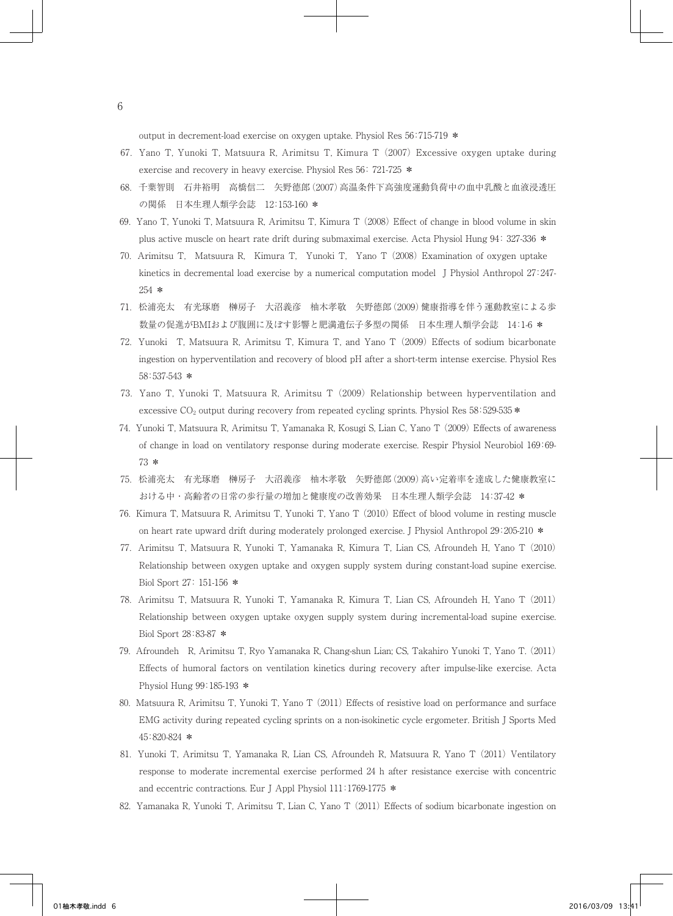output in decrement-load exercise on oxygen uptake. Physiol Res 56:715-719 ＊

67. Yano T, Yunoki T, Matsuura R, Arimitsu T, Kimura T (2007) Excessive oxygen uptake during exercise and recovery in heavy exercise. Physiol Res 56: 721-725 ＊
68. 千葉智則　石井裕明　高橋信二　矢野徳郎（2007）高温条件下高強度運動負荷中の血中乳酸と血液浸透圧の関係　日本生理人類学会誌　12:153-160 ＊
69. Yano T, Yunoki T, Matsuura R, Arimitsu T, Kimura T (2008) Effect of change in blood volume in skin plus active muscle on heart rate drift during submaximal exercise. Acta Physiol Hung 94: 327-336 ＊
70. Arimitsu T, Matsuura R, Kimura T, Yunoki T, Yano T (2008) Examination of oxygen uptake kinetics in decremental load exercise by a numerical computation model J Physiol Anthropol 27:247-254 ＊
71. 松浦亮太　有光琢磨　榊房子　大沼義彦　柚木孝敬　矢野徳郎（2009）健康指導を伴う運動教室による歩数量の促進がBMIおよび腹囲に及ぼす影響と肥満遺伝子多型の関係　日本生理人類学会誌　14:1-6 ＊
72. Yunoki T, Matsuura R, Arimitsu T, Kimura T, and Yano T (2009) Effects of sodium bicarbonate ingestion on hyperventilation and recovery of blood pH after a short-term intense exercise. Physiol Res 58:537-543 ＊
73. Yano T, Yunoki T, Matsuura R, Arimitsu T (2009) Relationship between hyperventilation and excessive $CO_2$ output during recovery from repeated cycling sprints. Physiol Res 58:529-535＊
74. Yunoki T, Matsuura R, Arimitsu T, Yamanaka R, Kosugi S, Lian C, Yano T (2009) Effects of awareness of change in load on ventilatory response during moderate exercise. Respir Physiol Neurobiol 169:69-73 ＊
75. 松浦亮太　有光琢磨　榊房子　大沼義彦　柚木孝敬　矢野徳郎（2009）高い定着率を達成した健康教室における中・高齢者の日常の歩行量の増加と健康度の改善効果　日本生理人類学会誌　14:37-42 ＊
76. Kimura T, Matsuura R, Arimitsu T, Yunoki T, Yano T (2010) Effect of blood volume in resting muscle on heart rate upward drift during moderately prolonged exercise. J Physiol Anthropol 29:205-210 ＊
77. Arimitsu T, Matsuura R, Yunoki T, Yamanaka R, Kimura T, Lian CS, Afroundeh H, Yano T (2010) Relationship between oxygen uptake and oxygen supply system during constant-load supine exercise. Biol Sport 27: 151-156 ＊
78. Arimitsu T, Matsuura R, Yunoki T, Yamanaka R, Kimura T, Lian CS, Afroundeh H, Yano T (2011) Relationship between oxygen uptake oxygen supply system during incremental-load supine exercise. Biol Sport 28:83-87 ＊
79. Afroundeh R, Arimitsu T, Ryo Yamanaka R, Chang-shun Lian; CS, Takahiro Yunoki T, Yano T. (2011) Effects of humoral factors on ventilation kinetics during recovery after impulse-like exercise. Acta Physiol Hung 99:185-193 ＊
80. Matsuura R, Arimitsu T, Yunoki T, Yano T (2011) Effects of resistive load on performance and surface EMG activity during repeated cycling sprints on a non-isokinetic cycle ergometer. British J Sports Med 45:820-824 ＊
81. Yunoki T, Arimitsu T, Yamanaka R, Lian CS, Afroundeh R, Matsuura R, Yano T (2011) Ventilatory response to moderate incremental exercise performed 24 h after resistance exercise with concentric and eccentric contractions. Eur J Appl Physiol 111:1769-1775 ＊
82. Yamanaka R, Yunoki T, Arimitsu T, Lian C, Yano T (2011) Effects of sodium bicarbonate ingestion on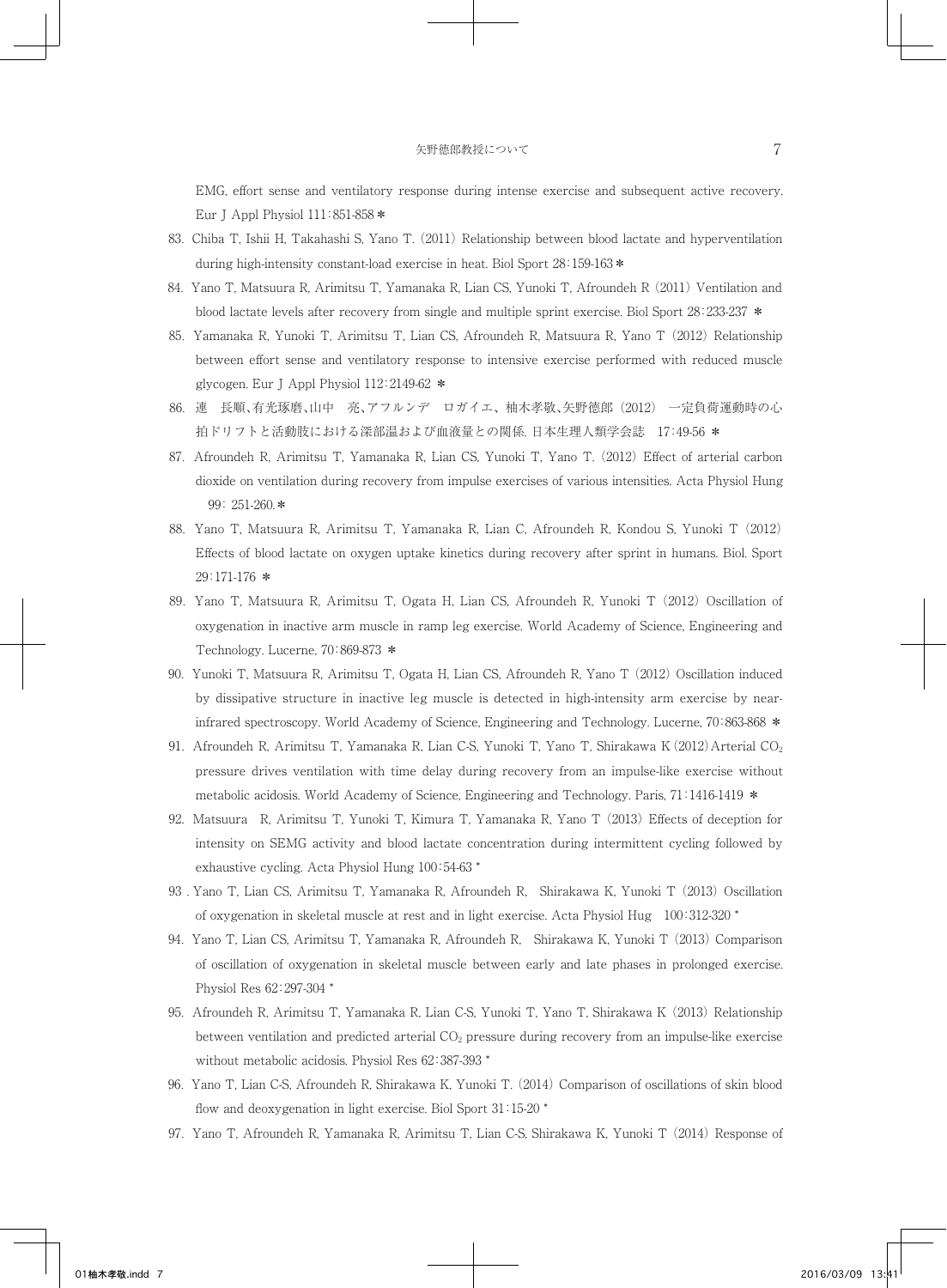EMG, effort sense and ventilatory response during intense exercise and subsequent active recovery. Eur J Appl Physiol 111:851-858＊

83. Chiba T, Ishii H, Takahashi S, Yano T. (2011) Relationship between blood lactate and hyperventilation during high-intensity constant-load exercise in heat. Biol Sport 28:159-163＊
84. Yano T, Matsuura R, Arimitsu T, Yamanaka R, Lian CS, Yunoki T, Afroundeh R (2011) Ventilation and blood lactate levels after recovery from single and multiple sprint exercise. Biol Sport 28:233-237 ＊
85. Yamanaka R, Yunoki T, Arimitsu T, Lian CS, Afroundeh R, Matsuura R, Yano T (2012) Relationship between effort sense and ventilatory response to intensive exercise performed with reduced muscle glycogen. Eur J Appl Physiol 112:2149-62 ＊
86. 連　長順、有光琢磨、山中　亮、アフルンデ　ロガイエ、柚木孝敬、矢野德郎 (2012) 一定負荷運動時の心拍ドリフトと活動肢における深部温および血液量との関係. 日本生理人類学会誌　17:49-56 ＊
87. Afroundeh R, Arimitsu T, Yamanaka R, Lian CS, Yunoki T, Yano T. (2012) Effect of arterial carbon dioxide on ventilation during recovery from impulse exercises of various intensities. Acta Physiol Hung 99: 251-260.＊
88. Yano T, Matsuura R, Arimitsu T, Yamanaka R, Lian C, Afroundeh R, Kondou S, Yunoki T (2012) Effects of blood lactate on oxygen uptake kinetics during recovery after sprint in humans. Biol. Sport 29:171-176 ＊
89. Yano T, Matsuura R, Arimitsu T, Ogata H, Lian CS, Afroundeh R, Yunoki T (2012) Oscillation of oxygenation in inactive arm muscle in ramp leg exercise. World Academy of Science, Engineering and Technology. Lucerne, 70:869-873 ＊
90. Yunoki T, Matsuura R, Arimitsu T, Ogata H, Lian CS, Afroundeh R, Yano T (2012) Oscillation induced by dissipative structure in inactive leg muscle is detected in high-intensity arm exercise by near-infrared spectroscopy. World Academy of Science, Engineering and Technology. Lucerne, 70:863-868 ＊
91. Afroundeh R, Arimitsu T, Yamanaka R, Lian C-S, Yunoki T, Yano T, Shirakawa K (2012) Arterial $CO_2$ pressure drives ventilation with time delay during recovery from an impulse-like exercise without metabolic acidosis. World Academy of Science, Engineering and Technology. Paris, 71:1416-1419 ＊
92. Matsuura R, Arimitsu T, Yunoki T, Kimura T, Yamanaka R, Yano T (2013) Effects of deception for intensity on SEMG activity and blood lactate concentration during intermittent cycling followed by exhaustive cycling. Acta Physiol Hung 100:54-63 *
93. Yano T, Lian CS, Arimitsu T, Yamanaka R, Afroundeh R, Shirakawa K, Yunoki T (2013) Oscillation of oxygenation in skeletal muscle at rest and in light exercise. Acta Physiol Hug 100:312-320 *
94. Yano T, Lian CS, Arimitsu T, Yamanaka R, Afroundeh R, Shirakawa K, Yunoki T (2013) Comparison of oscillation of oxygenation in skeletal muscle between early and late phases in prolonged exercise. Physiol Res 62:297-304 *
95. Afroundeh R, Arimitsu T, Yamanaka R, Lian C-S, Yunoki T, Yano T, Shirakawa K (2013) Relationship between ventilation and predicted arterial $CO_2$ pressure during recovery from an impulse-like exercise without metabolic acidosis. Physiol Res 62:387-393 *
96. Yano T, Lian C-S, Afroundeh R, Shirakawa K, Yunoki T. (2014) Comparison of oscillations of skin blood flow and deoxygenation in light exercise. Biol Sport 31:15-20 *
97. Yano T, Afroundeh R, Yamanaka R, Arimitsu T, Lian C-S, Shirakawa K, Yunoki T (2014) Response of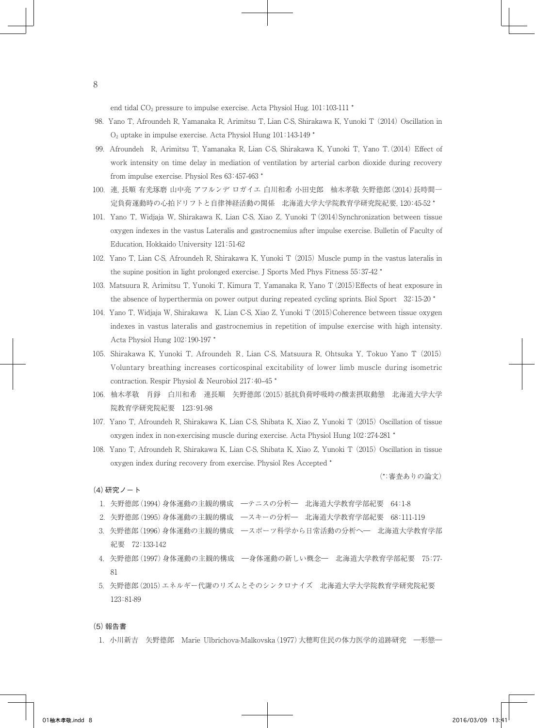end tidal $CO_2$ pressure to impulse exercise. Acta Physiol Hug. 101:103-111 *

98. Yano T, Afroundeh R, Yamanaka R, Arimitsu T, Lian C-S, Shirakawa K, Yunoki T (2014) Oscillation in $O_2$ uptake in impulse exercise. Acta Physiol Hung 101:143-149 *
99. Afroundeh R, Arimitsu T, Yamanaka R, Lian C-S, Shirakawa K, Yunoki T, Yano T. (2014) Effect of work intensity on time delay in mediation of ventilation by arterial carbon dioxide during recovery from impulse exercise. Physiol Res 63:457-463 *
100. 連, 長順 有光琢磨 山中亮 アフルンデ ロガイエ 白川和希 小田史郎　柚木孝敬 矢野德郎 (2014) 長時間一定負荷運動時の心拍ドリフトと自律神経活動の関係　北海道大学大学院教育学研究院紀要, 120:45-52 *
101. Yano T, Widjaja W, Shirakawa K, Lian C-S, Xiao Z, Yunoki T (2014) Synchronization between tissue oxygen indexes in the vastus Lateralis and gastrocnemius after impulse exercise. Bulletin of Faculty of Education, Hokkaido University 121:51-62
102. Yano T, Lian C-S, Afroundeh R, Shirakawa K, Yunoki T (2015) Muscle pump in the vastus lateralis in the supine position in light prolonged exercise. J Sports Med Phys Fitness 55:37-42 *
103. Matsuura R, Arimitsu T, Yunoki T, Kimura T, Yamanaka R, Yano T (2015) Effects of heat exposure in the absence of hyperthermia on power output during repeated cycling sprints. Biol Sport　32:15-20 *
104. Yano T, Widjaja W, Shirakawa　K, Lian C-S, Xiao Z, Yunoki T (2015) Coherence between tissue oxygen indexes in vastus lateralis and gastrocnemius in repetition of impulse exercise with high intensity. Acta Physiol Hung 102:190-197 *
105. Shirakawa K, Yunoki T, Afroundeh R, Lian C-S, Matsuura R, Ohtsuka Y, Tokuo Yano T (2015) Voluntary breathing increases corticospinal excitability of lower limb muscle during isometric contraction. Respir Physiol & Neurobiol 217:40–45 *
106. 柚木孝敬　肖錚　白川和希　連長順　矢野德郎 (2015) 抵抗負荷呼吸時の酸素摂取動態　北海道大学大学院教育学研究院紀要　123:91-98
107. Yano T, Afroundeh R, Shirakawa K, Lian C-S, Shibata K, Xiao Z, Yunoki T (2015) Oscillation of tissue oxygen index in non-exercising muscle during exercise. Acta Physiol Hung 102:274-281 *
108. Yano T, Afroundeh R, Shirakawa K, Lian C-S, Shibata K, Xiao Z, Yunoki T (2015) Oscillation in tissue oxygen index during recovery from exercise. Physiol Res Accepted *

(*:審査ありの論文)

### (4) 研究ノート

1. 矢野德郎 (1994) 身体運動の主観的構成　—テニスの分析—　北海道大学教育学部紀要　64:1-8
2. 矢野德郎 (1995) 身体運動の主観的構成　—スキーの分析—　北海道大学教育学部紀要　68:111-119
3. 矢野德郎 (1996) 身体運動の主観的構成　—スポーツ科学から日常活動の分析へ—　北海道大学教育学部紀要　72:133-142
4. 矢野德郎 (1997) 身体運動の主観的構成　—身体運動の新しい概念—　北海道大学教育学部紀要　75:77-81
5. 矢野德郎 (2015) エネルギー代謝のリズムとそのシンクロナイズ　北海道大学大学院教育学研究院紀要　123:81-89

### (5) 報告書

1. 小川新吉　矢野德郎　Marie Ulbrichova-Malkovska (1977) 大穂町住民の体力医学的追跡研究　—形態—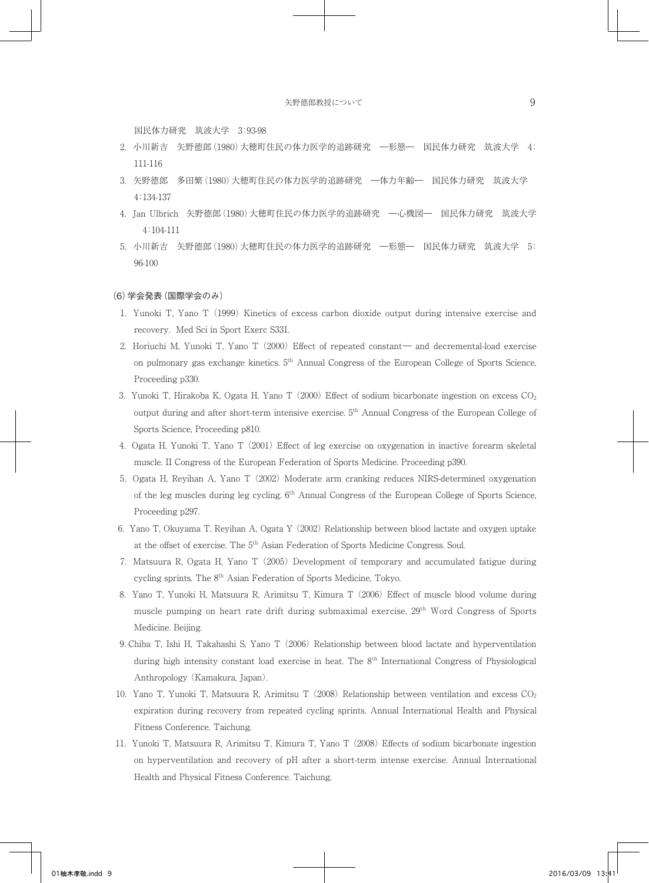国民体力研究　筑波大学　3：93-98

2. 小川新吉　矢野德郎（1980）大穂町住民の体力医学的追跡研究　―形態―　国民体力研究　筑波大学　4：111-116
3. 矢野德郎　多田繁（1980）大穂町住民の体力医学的追跡研究　―体力年齢―　国民体力研究　筑波大学　4：134-137
4. Jan Ulbrich　矢野德郎（1980）大穂町住民の体力医学的追跡研究　―心機図―　国民体力研究　筑波大学　4：104-111
5. 小川新吉　矢野德郎（1980）大穂町住民の体力医学的追跡研究　―形態―　国民体力研究　筑波大学　5：96-100

（6）学会発表（国際学会のみ）

1. Yunoki T, Yano T（1999）Kinetics of excess carbon dioxide output during intensive exercise and recovery. Med Sci in Sport Exerc S331.
2. Horiuchi M, Yunoki T, Yano T（2000）Effect of repeated constant― and decremental-load exercise on pulmonary gas exchange kinetics. 5th Annual Congress of the European College of Sports Science, Proceeding p330.
3. Yunoki T, Hirakoba K, Ogata H, Yano T（2000）Effect of sodium bicarbonate ingestion on excess $CO_2$ output during and after short-term intensive exercise. 5th Annual Congress of the European College of Sports Science, Proceeding p810.
4. Ogata H, Yunoki T, Yano T（2001）Effect of leg exercise on oxygenation in inactive forearm skeletal muscle. II Congress of the European Federation of Sports Medicine. Proceeding p390.
5. Ogata H, Reyihan A, Yano T（2002）Moderate arm cranking reduces NIRS-determined oxygenation of the leg muscles during leg cycling. 6th Annual Congress of the European College of Sports Science, Proceeding p297.
6. Yano T, Okuyama T, Reyihan A, Ogata Y（2002）Relationship between blood lactate and oxygen uptake at the offset of exercise. The 5th Asian Federation of Sports Medicine Congress. Soul.
7. Matsuura R, Ogata H, Yano T（2005）Development of temporary and accumulated fatigue during cycling sprints. The 8th Asian Federation of Sports Medicine, Tokyo.
8. Yano T, Yunoki H, Matsuura R, Arimitsu T, Kimura T（2006）Effect of muscle blood volume during muscle pumping on heart rate drift during submaximal exercise. 29th Word Congress of Sports Medicine. Beijing.
9. Chiba T, Ishi H, Takahashi S, Yano T（2006）Relationship between blood lactate and hyperventilation during high intensity constant load exercise in heat. The 8th International Congress of Physiological Anthropology（Kamakura, Japan）.
10. Yano T, Yunoki T, Matsuura R, Arimitsu T（2008）Relationship between ventilation and excess $CO_2$ expiration during recovery from repeated cycling sprints. Annual International Health and Physical Fitness Conference. Taichung.
11. Yunoki T, Matsuura R, Arimitsu T, Kimura T, Yano T（2008）Effects of sodium bicarbonate ingestion on hyperventilation and recovery of pH after a short-term intense exercise. Annual International Health and Physical Fitness Conference. Taichung.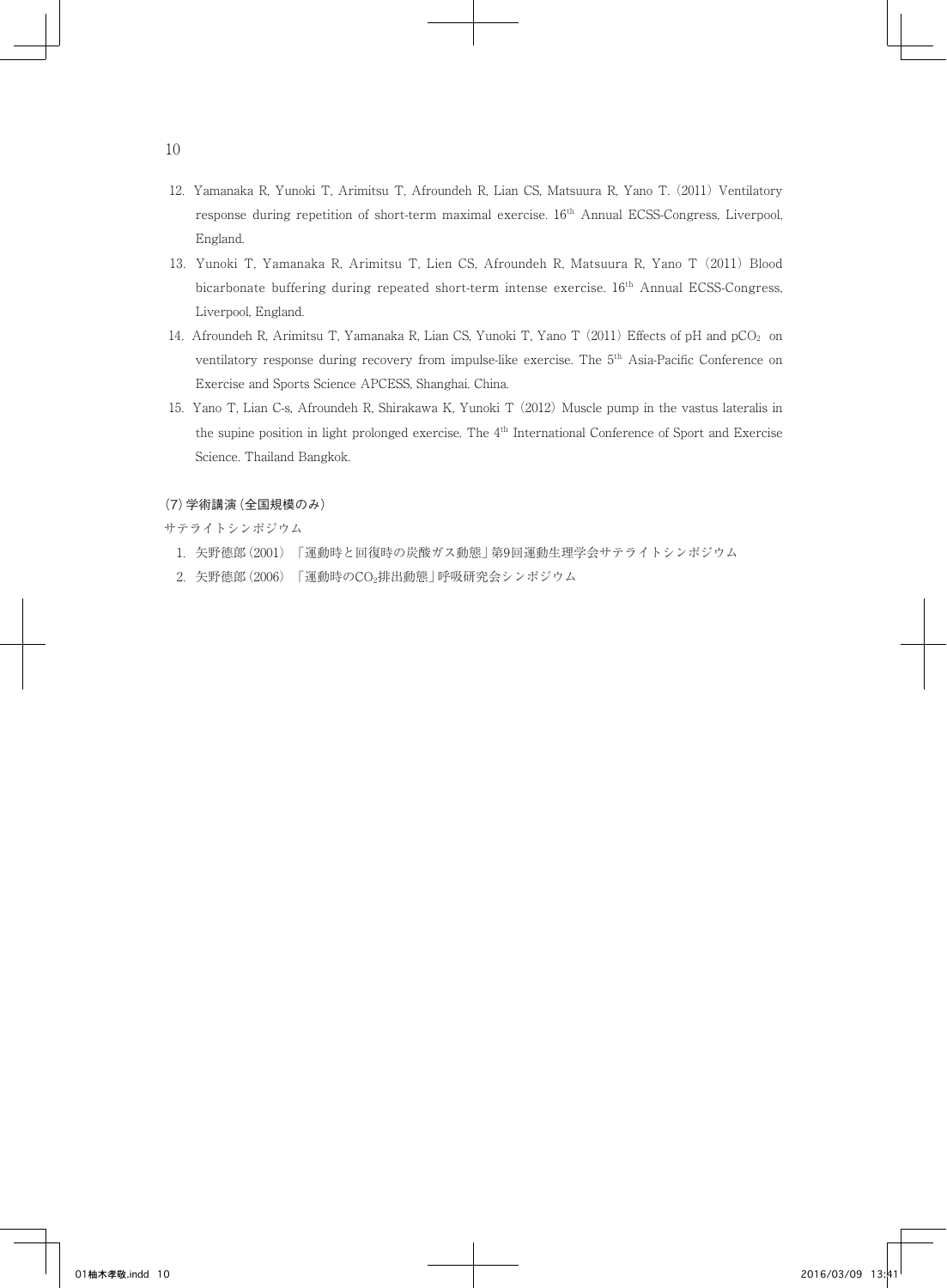12. Yamanaka R, Yunoki T, Arimitsu T, Afroundeh R, Lian CS, Matsuura R, Yano T. (2011) Ventilatory response during repetition of short-term maximal exercise. 16th Annual ECSS-Congress, Liverpool, England.
13. Yunoki T, Yamanaka R, Arimitsu T, Lien CS, Afroundeh R, Matsuura R, Yano T (2011) Blood bicarbonate buffering during repeated short-term intense exercise. 16th Annual ECSS-Congress, Liverpool, England.
14. Afroundeh R, Arimitsu T, Yamanaka R, Lian CS, Yunoki T, Yano T (2011) Effects of pH and $pCO_2$ on ventilatory response during recovery from impulse-like exercise. The 5th Asia-Pacific Conference on Exercise and Sports Science APCESS, Shanghai. China.
15. Yano T, Lian C-s, Afroundeh R, Shirakawa K, Yunoki T (2012) Muscle pump in the vastus lateralis in the supine position in light prolonged exercise. The 4th International Conference of Sport and Exercise Science. Thailand Bangkok.

### (7) 学術講演（全国規模のみ）

サテライトシンポジウム

1. 矢野德郎（2001）「運動時と回復時の炭酸ガス動態」第9回運動生理学会サテライトシンポジウム
2. 矢野德郎（2006）「運動時の$CO_2$排出動態」呼吸研究会シンポジウム